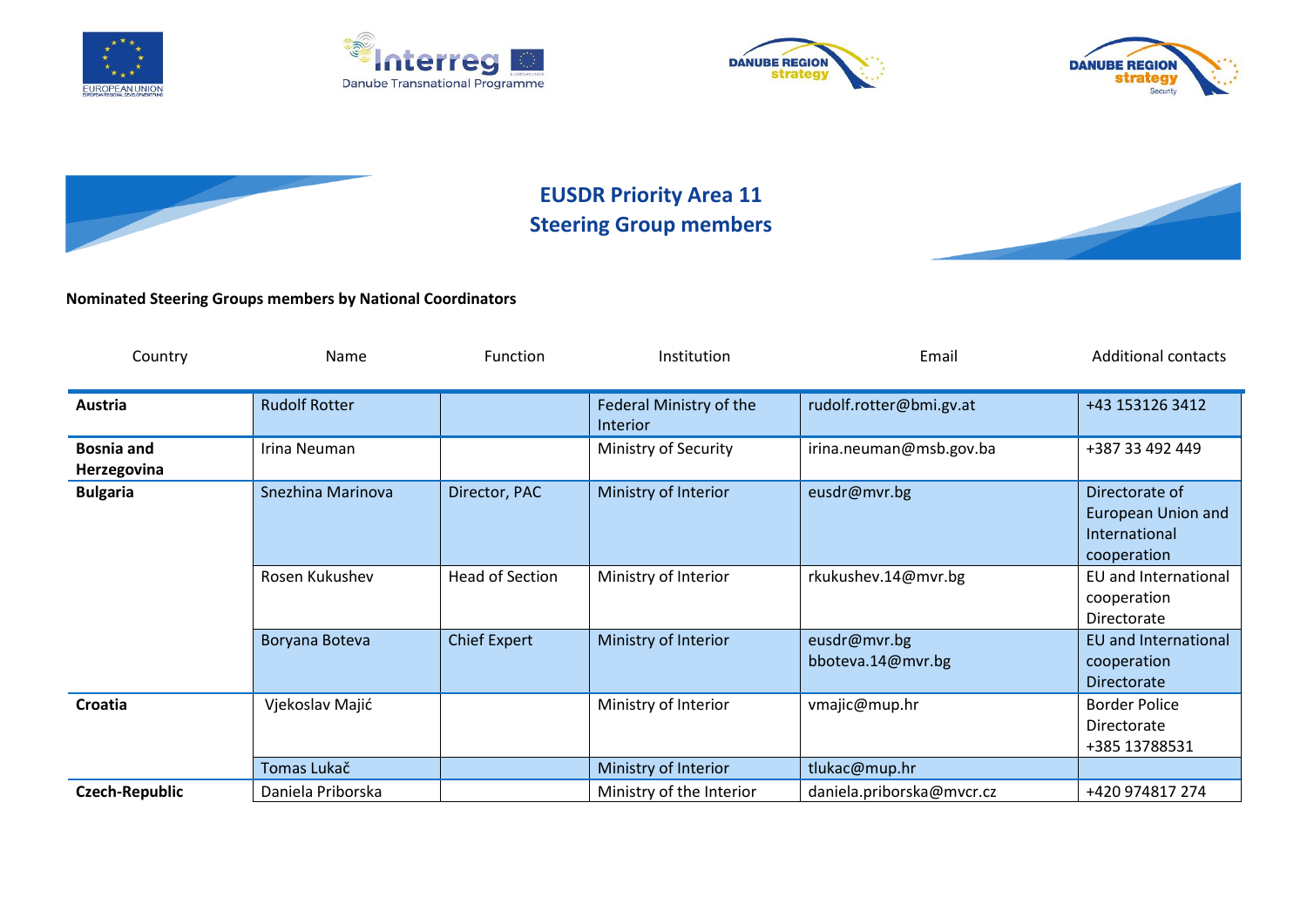# EUSDR Priority Area 11
## Steering Group members

**Nominated Steering Groups members by National Coordinators**

| Country | Name | Function | Institution | Email | Additional contacts |
|---|---|---|---|---|---|
| **Austria** | Rudolf Rotter | | Federal Ministry of the Interior | rudolf.rotter@bmi.gv.at | +43 153126 3412 |
| **Bosnia and Herzegovina** | Irina Neuman | | Ministry of Security | irina.neuman@msb.gov.ba | +387 33 492 449 |
| **Bulgaria** | Snezhina Marinova | Director, PAC | Ministry of Interior | eusdr@mvr.bg | Directorate of European Union and International cooperation |
| | Rosen Kukushev | Head of Section | Ministry of Interior | rkukushev.14@mvr.bg | EU and International cooperation Directorate |
| | Boryana Boteva | Chief Expert | Ministry of Interior | eusdr@mvr.bg bboteva.14@mvr.bg | EU and International cooperation Directorate |
| **Croatia** | Vjekoslav Majić | | Ministry of Interior | vmajic@mup.hr | Border Police Directorate +385 13788531 |
| | Tomas Lukač | | Ministry of Interior | tlukac@mup.hr | |
| **Czech-Republic** | Daniela Priborska | | Ministry of the Interior | daniela.priborska@mvcr.cz | +420 974817 274 |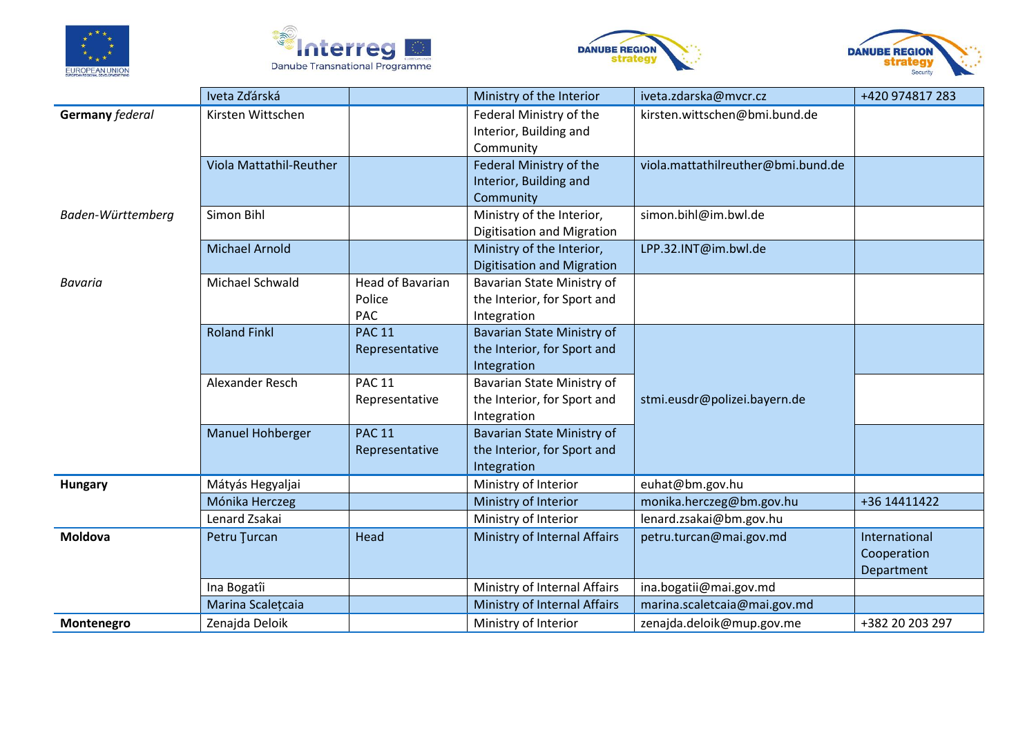| | | | | | |
|---|---|---|---|---|---|
| | Iveta Zďárská | | Ministry of the Interior | iveta.zdarska@mvcr.cz | +420 974817 283 |
| **Germany** *federal* | Kirsten Wittschen | | Federal Ministry of the Interior, Building and Community | kirsten.wittschen@bmi.bund.de | |
| | Viola Mattathil-Reuther | | Federal Ministry of the Interior, Building and Community | viola.mattathilreuther@bmi.bund.de | |
| *Baden-Württemberg* | Simon Bihl | | Ministry of the Interior, Digitisation and Migration | simon.bihl@im.bwl.de | |
| | Michael Arnold | | Ministry of the Interior, Digitisation and Migration | LPP.32.INT@im.bwl.de | |
| *Bavaria* | Michael Schwald | Head of Bavarian Police PAC | Bavarian State Ministry of the Interior, for Sport and Integration | | |
| | Roland Finkl | PAC 11 Representative | Bavarian State Ministry of the Interior, for Sport and Integration | stmi.eusdr@polizei.bayern.de | |
| | Alexander Resch | PAC 11 Representative | Bavarian State Ministry of the Interior, for Sport and Integration | | |
| | Manuel Hohberger | PAC 11 Representative | Bavarian State Ministry of the Interior, for Sport and Integration | | |
| **Hungary** | Mátyás Hegyaljai | | Ministry of Interior | euhat@bm.gov.hu | |
| | Mónika Herczeg | | Ministry of Interior | monika.herczeg@bm.gov.hu | +36 14411422 |
| | Lenard Zsakai | | Ministry of Interior | lenard.zsakai@bm.gov.hu | |
| **Moldova** | Petru Ţurcan | Head | Ministry of Internal Affairs | petru.turcan@mai.gov.md | International Cooperation Department |
| | Ina Bogatîi | | Ministry of Internal Affairs | ina.bogatii@mai.gov.md | |
| | Marina Scalețcaia | | Ministry of Internal Affairs | marina.scaletcaia@mai.gov.md | |
| **Montenegro** | Zenajda Deloik | | Ministry of Interior | zenajda.deloik@mup.gov.me | +382 20 203 297 |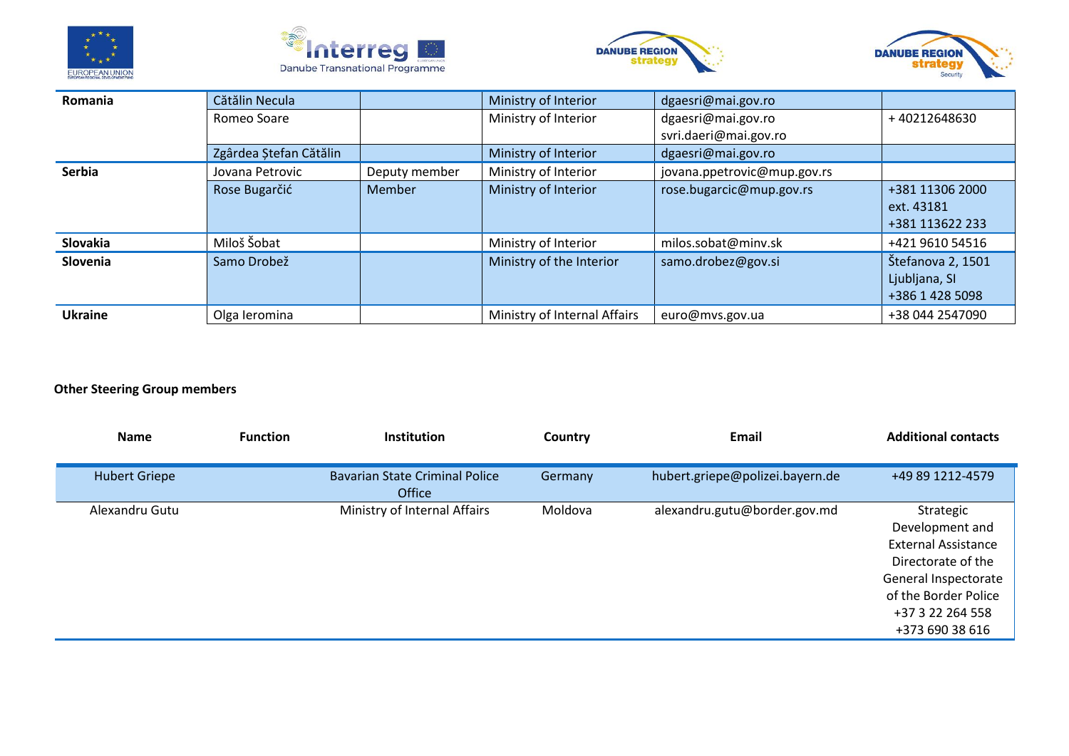| | | | | | |
|---|---|---|---|---|---|
| **Romania** | Cătălin Necula | | Ministry of Interior | dgaesri@mai.gov.ro | |
| | Romeo Soare | | Ministry of Interior | dgaesri@mai.gov.ro svri.daeri@mai.gov.ro | + 40212648630 |
| | Zgârdea Ștefan Cătălin | | Ministry of Interior | dgaesri@mai.gov.ro | |
| **Serbia** | Jovana Petrovic | Deputy member | Ministry of Interior | jovana.ppetrovic@mup.gov.rs | |
| | Rose Bugarčić | Member | Ministry of Interior | rose.bugarcic@mup.gov.rs | +381 11306 2000 ext. 43181 +381 113622 233 |
| **Slovakia** | Miloš Šobat | | Ministry of Interior | milos.sobat@minv.sk | +421 9610 54516 |
| **Slovenia** | Samo Drobež | | Ministry of the Interior | samo.drobez@gov.si | Štefanova 2, 1501 Ljubljana, SI +386 1 428 5098 |
| **Ukraine** | Olga Ieromina | | Ministry of Internal Affairs | euro@mvs.gov.ua | +38 044 2547090 |

**Other Steering Group members**

| Name | Function | Institution | Country | Email | Additional contacts |
|---|---|---|---|---|---|
| Hubert Griepe | | Bavarian State Criminal Police Office | Germany | hubert.griepe@polizei.bayern.de | +49 89 1212-4579 |
| Alexandru Gutu | | Ministry of Internal Affairs | Moldova | alexandru.gutu@border.gov.md | Strategic Development and External Assistance Directorate of the General Inspectorate of the Border Police +37 3 22 264 558 +373 690 38 616 |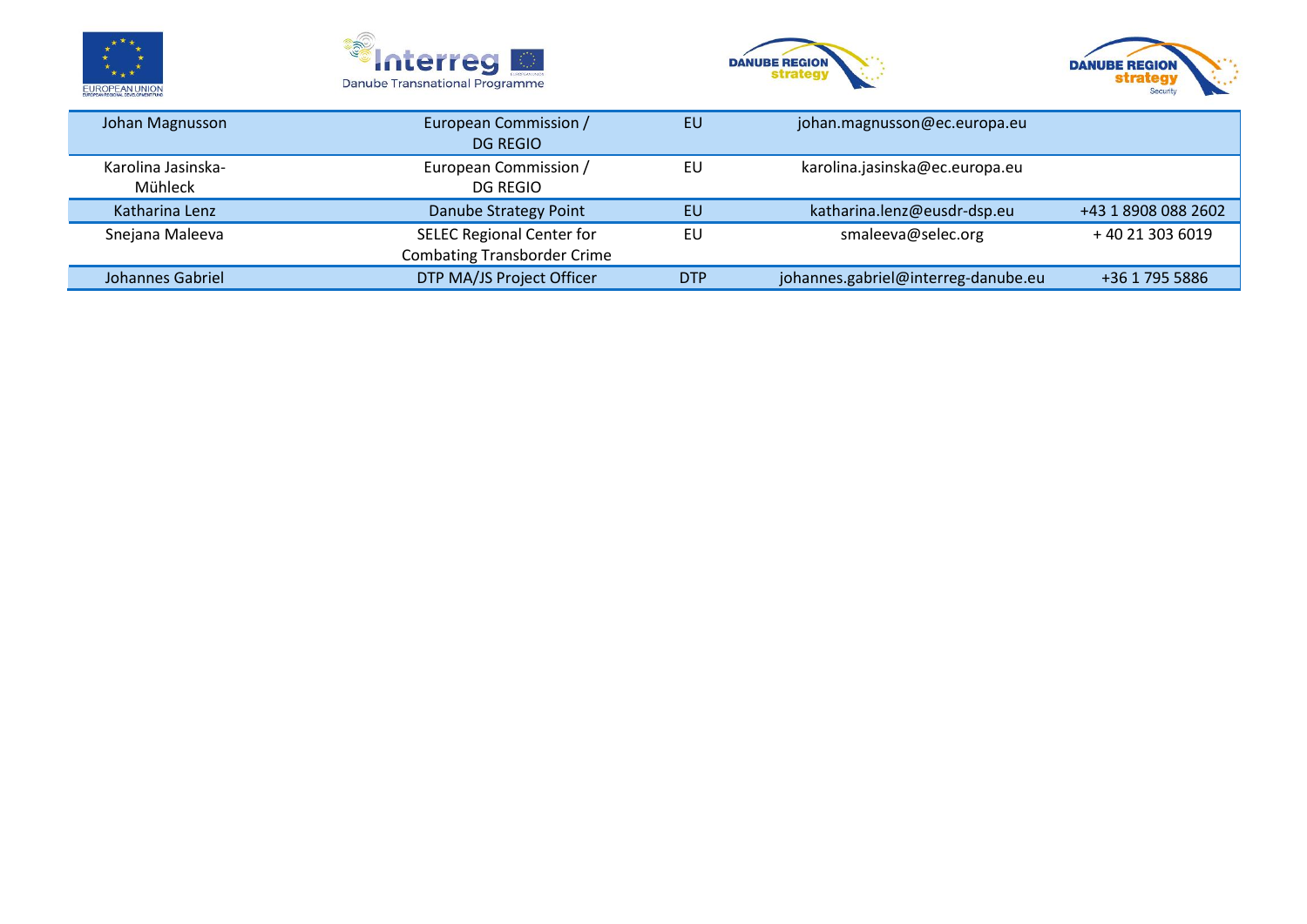| | | | | |
|---|---|---|---|---|
| Johan Magnusson | European Commission / DG REGIO | EU | johan.magnusson@ec.europa.eu | |
| Karolina Jasinska-Mühleck | European Commission / DG REGIO | EU | karolina.jasinska@ec.europa.eu | |
| Katharina Lenz | Danube Strategy Point | EU | katharina.lenz@eusdr-dsp.eu | +43 1 8908 088 2602 |
| Snejana Maleeva | SELEC Regional Center for Combating Transborder Crime | EU | smaleeva@selec.org | + 40 21 303 6019 |
| Johannes Gabriel | DTP MA/JS Project Officer | DTP | johannes.gabriel@interreg-danube.eu | +36 1 795 5886 |